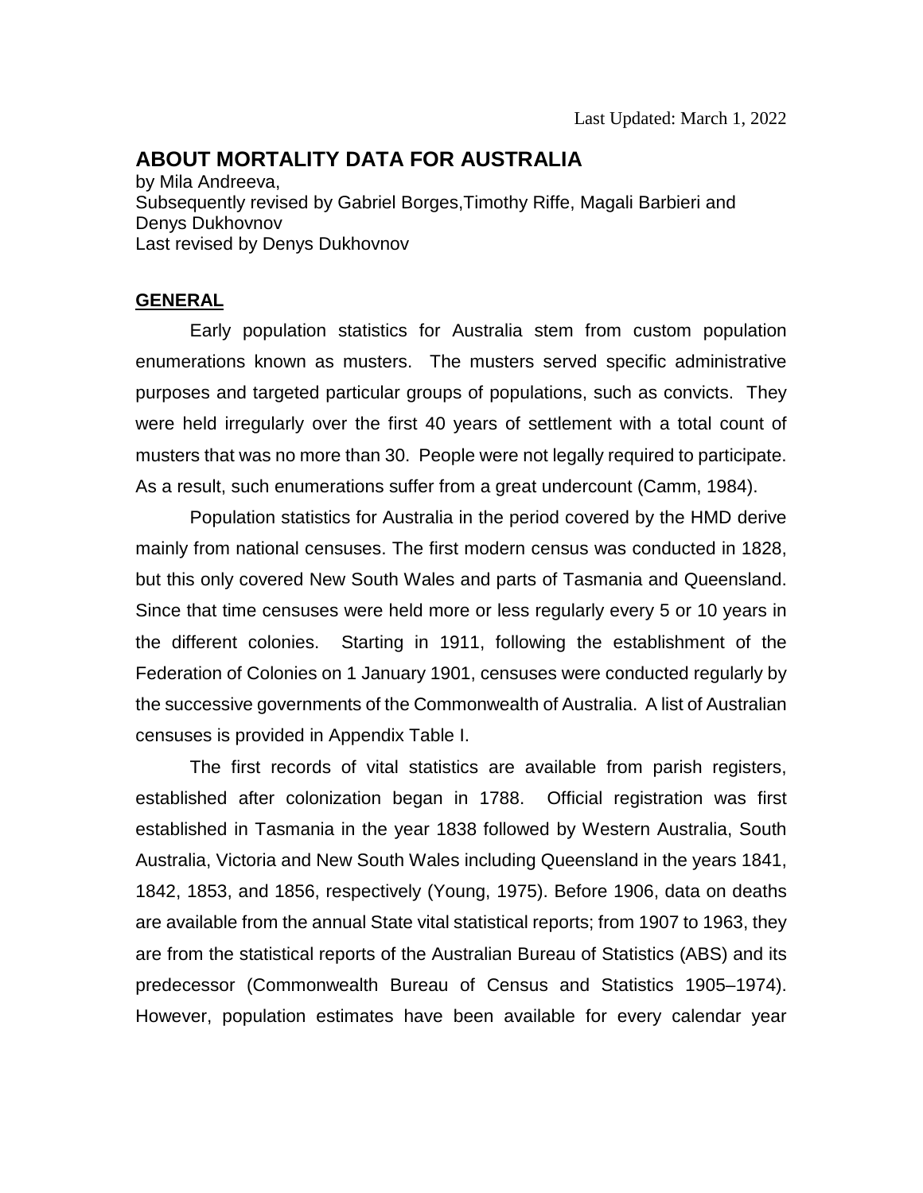Last Updated: March 1, 2022

# ABOUT MORTALITY DATA FOR AUSTRALIA

by Mila Andreeva,
Subsequently revised by Gabriel Borges,Timothy Riffe, Magali Barbieri and Denys Dukhovnov
Last revised by Denys Dukhovnov

## GENERAL

Early population statistics for Australia stem from custom population enumerations known as musters. The musters served specific administrative purposes and targeted particular groups of populations, such as convicts. They were held irregularly over the first 40 years of settlement with a total count of musters that was no more than 30. People were not legally required to participate. As a result, such enumerations suffer from a great undercount (Camm, 1984).

Population statistics for Australia in the period covered by the HMD derive mainly from national censuses. The first modern census was conducted in 1828, but this only covered New South Wales and parts of Tasmania and Queensland. Since that time censuses were held more or less regularly every 5 or 10 years in the different colonies. Starting in 1911, following the establishment of the Federation of Colonies on 1 January 1901, censuses were conducted regularly by the successive governments of the Commonwealth of Australia. A list of Australian censuses is provided in Appendix Table I.

The first records of vital statistics are available from parish registers, established after colonization began in 1788. Official registration was first established in Tasmania in the year 1838 followed by Western Australia, South Australia, Victoria and New South Wales including Queensland in the years 1841, 1842, 1853, and 1856, respectively (Young, 1975). Before 1906, data on deaths are available from the annual State vital statistical reports; from 1907 to 1963, they are from the statistical reports of the Australian Bureau of Statistics (ABS) and its predecessor (Commonwealth Bureau of Census and Statistics 1905–1974). However, population estimates have been available for every calendar year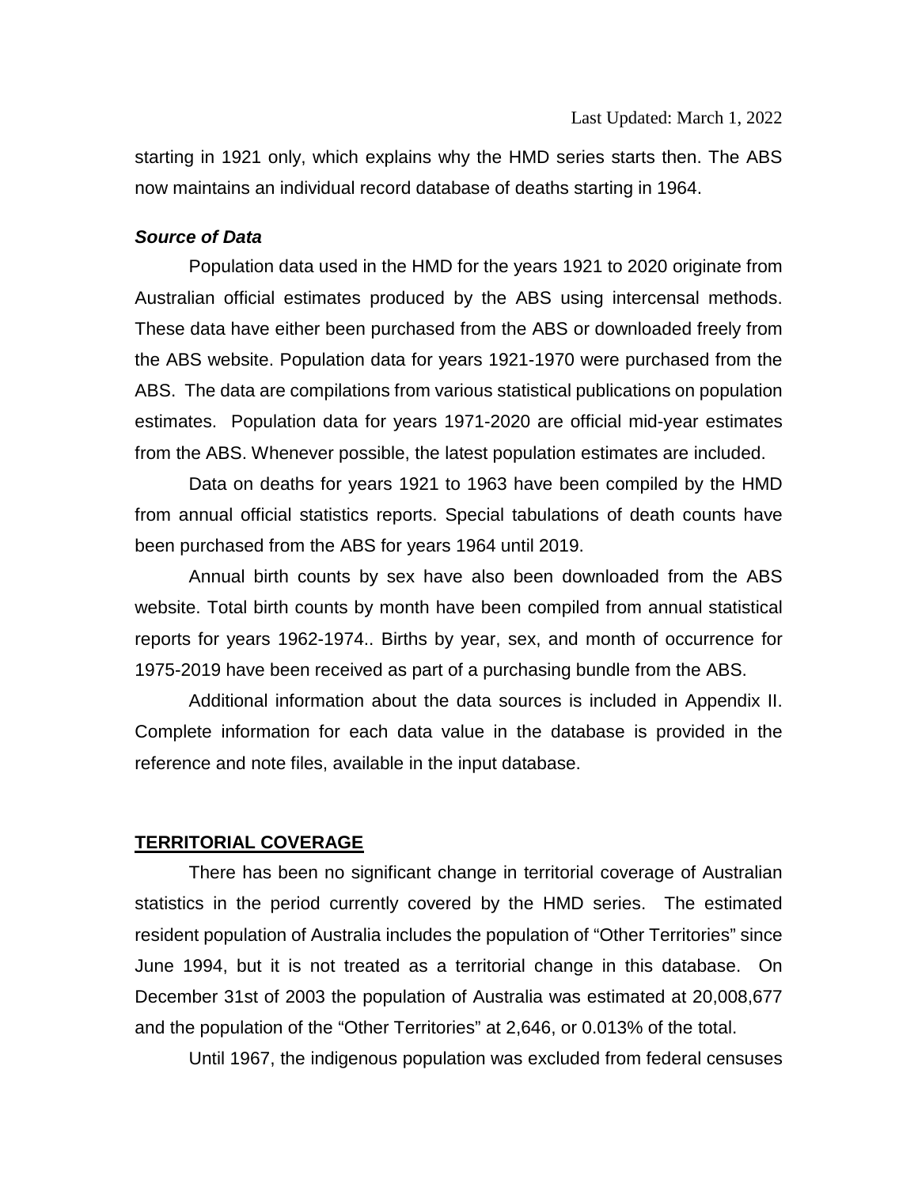starting in 1921 only, which explains why the HMD series starts then. The ABS now maintains an individual record database of deaths starting in 1964.

### *Source of Data*

Population data used in the HMD for the years 1921 to 2020 originate from Australian official estimates produced by the ABS using intercensal methods. These data have either been purchased from the ABS or downloaded freely from the ABS website. Population data for years 1921-1970 were purchased from the ABS. The data are compilations from various statistical publications on population estimates. Population data for years 1971-2020 are official mid-year estimates from the ABS. Whenever possible, the latest population estimates are included.

Data on deaths for years 1921 to 1963 have been compiled by the HMD from annual official statistics reports. Special tabulations of death counts have been purchased from the ABS for years 1964 until 2019.

Annual birth counts by sex have also been downloaded from the ABS website. Total birth counts by month have been compiled from annual statistical reports for years 1962-1974.. Births by year, sex, and month of occurrence for 1975-2019 have been received as part of a purchasing bundle from the ABS.

Additional information about the data sources is included in Appendix II. Complete information for each data value in the database is provided in the reference and note files, available in the input database.

## TERRITORIAL COVERAGE

There has been no significant change in territorial coverage of Australian statistics in the period currently covered by the HMD series. The estimated resident population of Australia includes the population of "Other Territories" since June 1994, but it is not treated as a territorial change in this database. On December 31st of 2003 the population of Australia was estimated at 20,008,677 and the population of the "Other Territories" at 2,646, or 0.013% of the total.

Until 1967, the indigenous population was excluded from federal censuses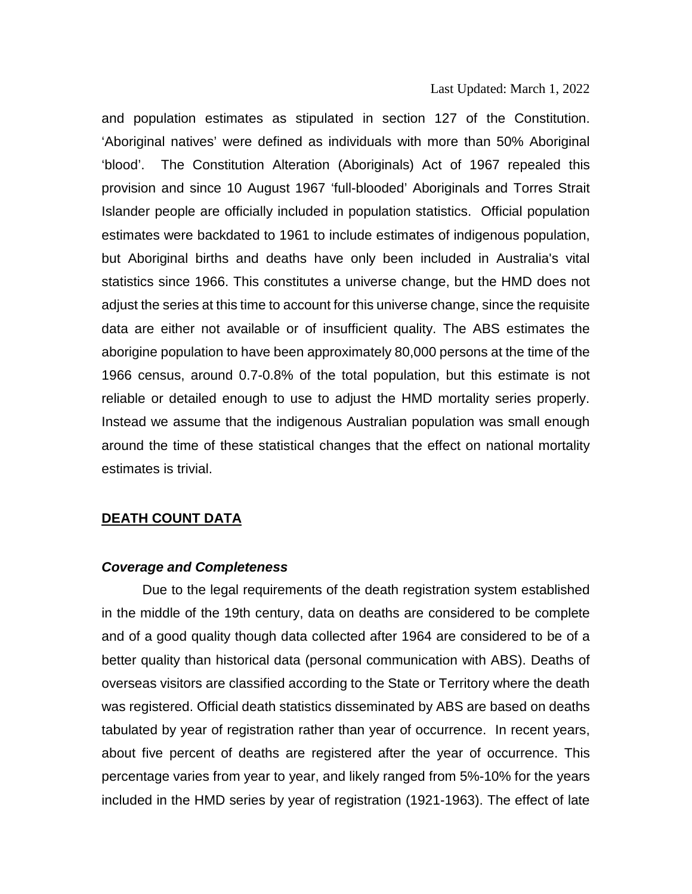and population estimates as stipulated in section 127 of the Constitution. 'Aboriginal natives' were defined as individuals with more than 50% Aboriginal 'blood'. The Constitution Alteration (Aboriginals) Act of 1967 repealed this provision and since 10 August 1967 'full-blooded' Aboriginals and Torres Strait Islander people are officially included in population statistics. Official population estimates were backdated to 1961 to include estimates of indigenous population, but Aboriginal births and deaths have only been included in Australia's vital statistics since 1966. This constitutes a universe change, but the HMD does not adjust the series at this time to account for this universe change, since the requisite data are either not available or of insufficient quality. The ABS estimates the aborigine population to have been approximately 80,000 persons at the time of the 1966 census, around 0.7-0.8% of the total population, but this estimate is not reliable or detailed enough to use to adjust the HMD mortality series properly. Instead we assume that the indigenous Australian population was small enough around the time of these statistical changes that the effect on national mortality estimates is trivial.

## DEATH COUNT DATA

### *Coverage and Completeness*

Due to the legal requirements of the death registration system established in the middle of the 19th century, data on deaths are considered to be complete and of a good quality though data collected after 1964 are considered to be of a better quality than historical data (personal communication with ABS). Deaths of overseas visitors are classified according to the State or Territory where the death was registered. Official death statistics disseminated by ABS are based on deaths tabulated by year of registration rather than year of occurrence. In recent years, about five percent of deaths are registered after the year of occurrence. This percentage varies from year to year, and likely ranged from 5%-10% for the years included in the HMD series by year of registration (1921-1963). The effect of late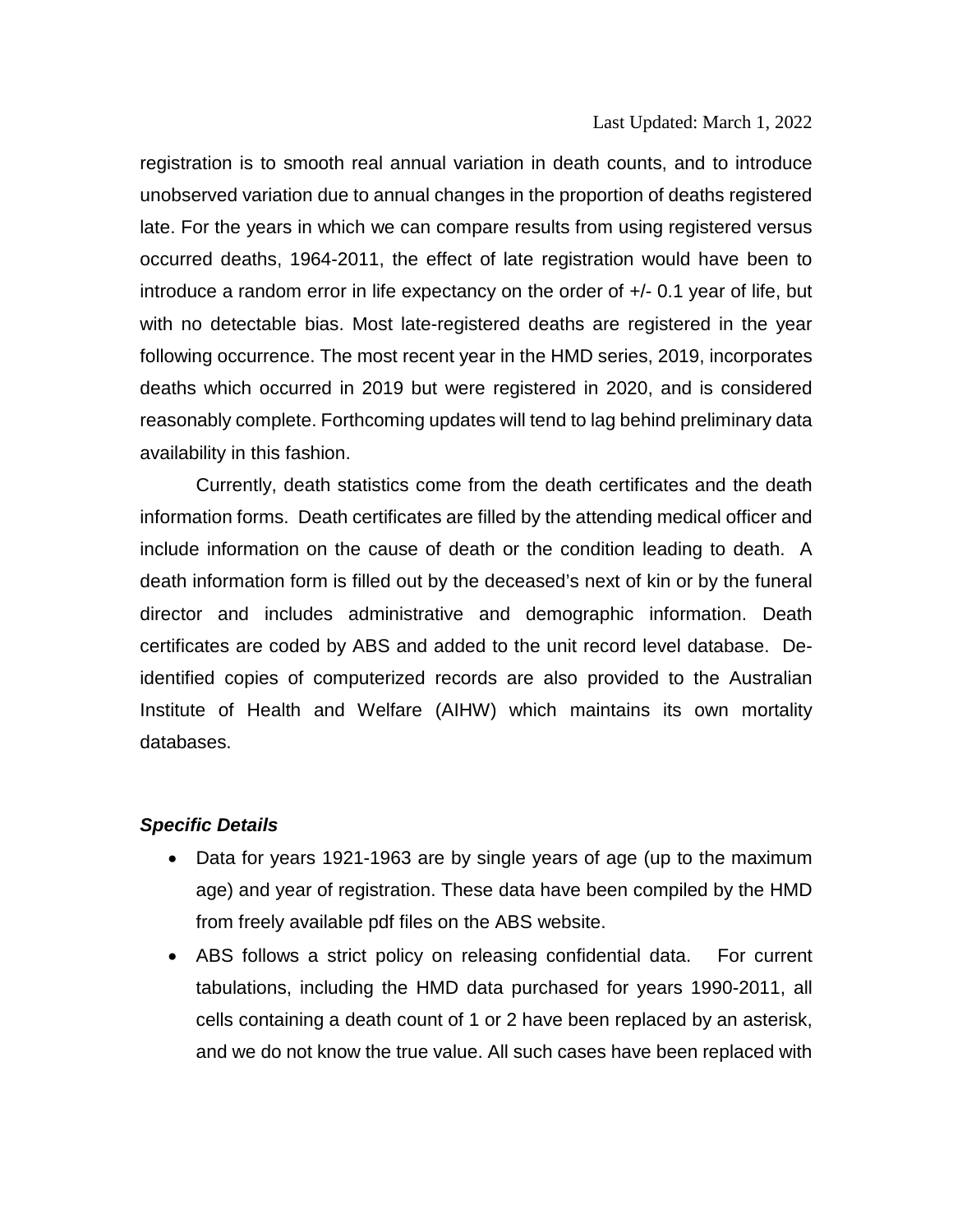registration is to smooth real annual variation in death counts, and to introduce unobserved variation due to annual changes in the proportion of deaths registered late. For the years in which we can compare results from using registered versus occurred deaths, 1964-2011, the effect of late registration would have been to introduce a random error in life expectancy on the order of +/- 0.1 year of life, but with no detectable bias. Most late-registered deaths are registered in the year following occurrence. The most recent year in the HMD series, 2019, incorporates deaths which occurred in 2019 but were registered in 2020, and is considered reasonably complete. Forthcoming updates will tend to lag behind preliminary data availability in this fashion.

Currently, death statistics come from the death certificates and the death information forms. Death certificates are filled by the attending medical officer and include information on the cause of death or the condition leading to death. A death information form is filled out by the deceased's next of kin or by the funeral director and includes administrative and demographic information. Death certificates are coded by ABS and added to the unit record level database. De-identified copies of computerized records are also provided to the Australian Institute of Health and Welfare (AIHW) which maintains its own mortality databases.

***Specific Details***

- Data for years 1921-1963 are by single years of age (up to the maximum age) and year of registration. These data have been compiled by the HMD from freely available pdf files on the ABS website.
- ABS follows a strict policy on releasing confidential data. For current tabulations, including the HMD data purchased for years 1990-2011, all cells containing a death count of 1 or 2 have been replaced by an asterisk, and we do not know the true value. All such cases have been replaced with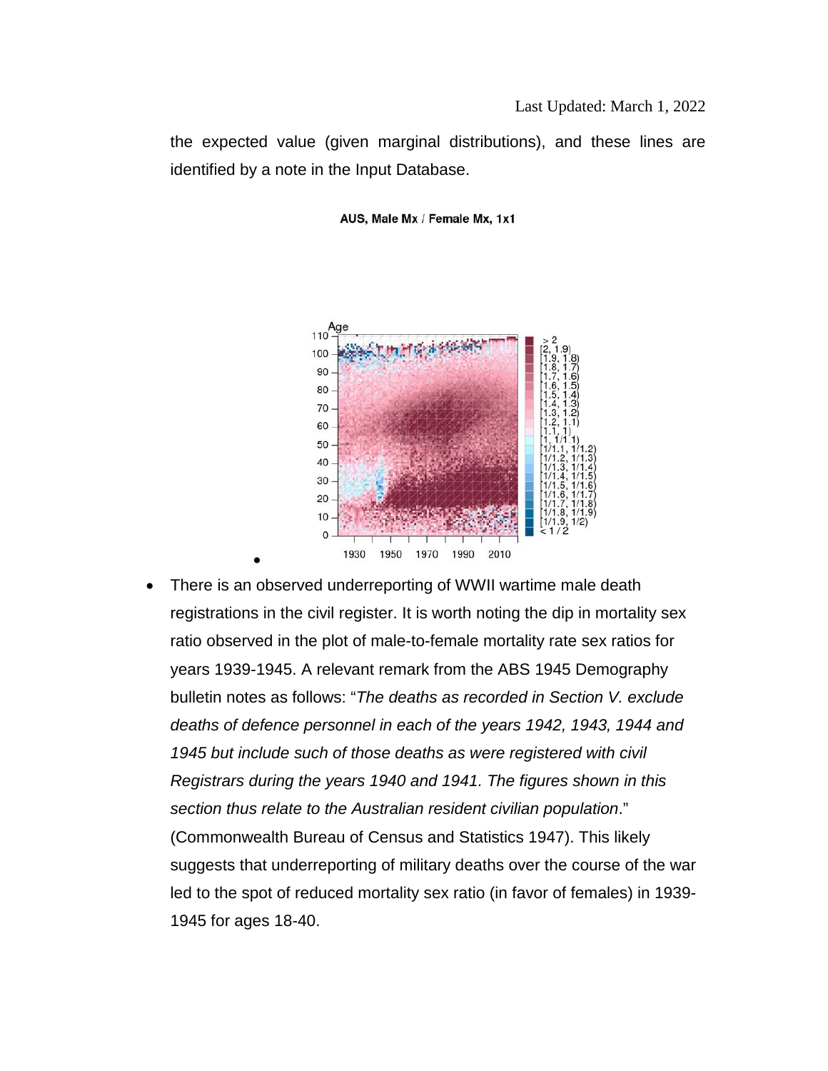the expected value (given marginal distributions), and these lines are identified by a note in the Input Database.

AUS, Male Mx / Female Mx, 1x1

- There is an observed underreporting of WWII wartime male death registrations in the civil register. It is worth noting the dip in mortality sex ratio observed in the plot of male-to-female mortality rate sex ratios for years 1939-1945. A relevant remark from the ABS 1945 Demography bulletin notes as follows: "*The deaths as recorded in Section V. exclude deaths of defence personnel in each of the years 1942, 1943, 1944 and 1945 but include such of those deaths as were registered with civil Registrars during the years 1940 and 1941. The figures shown in this section thus relate to the Australian resident civilian population*." (Commonwealth Bureau of Census and Statistics 1947). This likely suggests that underreporting of military deaths over the course of the war led to the spot of reduced mortality sex ratio (in favor of females) in 1939-1945 for ages 18-40.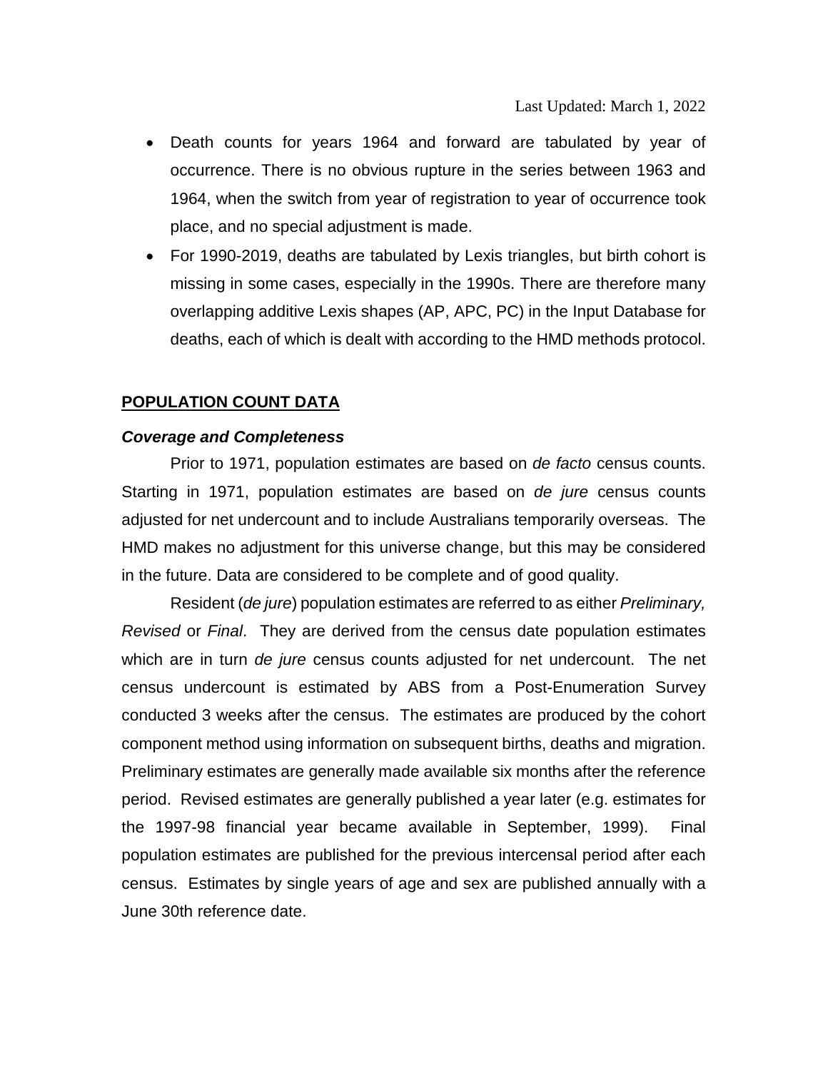- Death counts for years 1964 and forward are tabulated by year of occurrence. There is no obvious rupture in the series between 1963 and 1964, when the switch from year of registration to year of occurrence took place, and no special adjustment is made.
- For 1990-2019, deaths are tabulated by Lexis triangles, but birth cohort is missing in some cases, especially in the 1990s. There are therefore many overlapping additive Lexis shapes (AP, APC, PC) in the Input Database for deaths, each of which is dealt with according to the HMD methods protocol.

## POPULATION COUNT DATA

### *Coverage and Completeness*

Prior to 1971, population estimates are based on *de facto* census counts. Starting in 1971, population estimates are based on *de jure* census counts adjusted for net undercount and to include Australians temporarily overseas. The HMD makes no adjustment for this universe change, but this may be considered in the future. Data are considered to be complete and of good quality.

Resident (*de jure*) population estimates are referred to as either *Preliminary, Revised* or *Final*. They are derived from the census date population estimates which are in turn *de jure* census counts adjusted for net undercount. The net census undercount is estimated by ABS from a Post-Enumeration Survey conducted 3 weeks after the census. The estimates are produced by the cohort component method using information on subsequent births, deaths and migration. Preliminary estimates are generally made available six months after the reference period. Revised estimates are generally published a year later (e.g. estimates for the 1997-98 financial year became available in September, 1999). Final population estimates are published for the previous intercensal period after each census. Estimates by single years of age and sex are published annually with a June 30th reference date.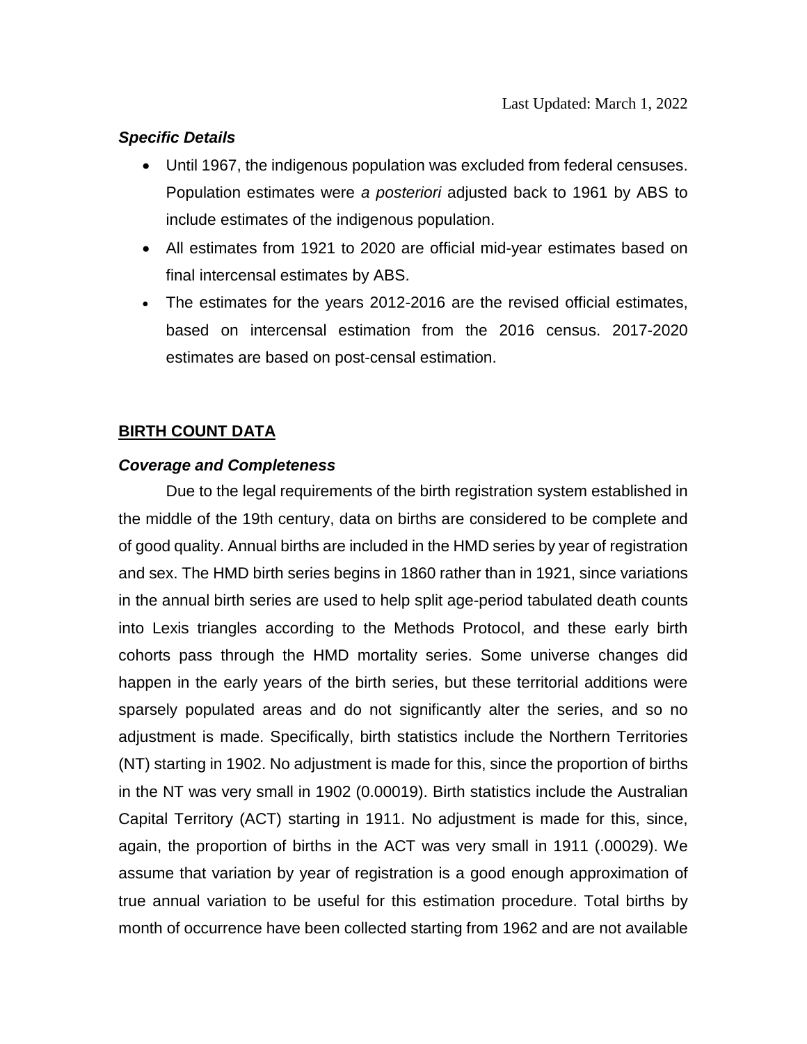Last Updated: March 1, 2022

***Specific Details***

- Until 1967, the indigenous population was excluded from federal censuses. Population estimates were *a posteriori* adjusted back to 1961 by ABS to include estimates of the indigenous population.
- All estimates from 1921 to 2020 are official mid-year estimates based on final intercensal estimates by ABS.
- The estimates for the years 2012-2016 are the revised official estimates, based on intercensal estimation from the 2016 census. 2017-2020 estimates are based on post-censal estimation.

## BIRTH COUNT DATA

***Coverage and Completeness***

Due to the legal requirements of the birth registration system established in the middle of the 19th century, data on births are considered to be complete and of good quality. Annual births are included in the HMD series by year of registration and sex. The HMD birth series begins in 1860 rather than in 1921, since variations in the annual birth series are used to help split age-period tabulated death counts into Lexis triangles according to the Methods Protocol, and these early birth cohorts pass through the HMD mortality series. Some universe changes did happen in the early years of the birth series, but these territorial additions were sparsely populated areas and do not significantly alter the series, and so no adjustment is made. Specifically, birth statistics include the Northern Territories (NT) starting in 1902. No adjustment is made for this, since the proportion of births in the NT was very small in 1902 (0.00019). Birth statistics include the Australian Capital Territory (ACT) starting in 1911. No adjustment is made for this, since, again, the proportion of births in the ACT was very small in 1911 (.00029). We assume that variation by year of registration is a good enough approximation of true annual variation to be useful for this estimation procedure. Total births by month of occurrence have been collected starting from 1962 and are not available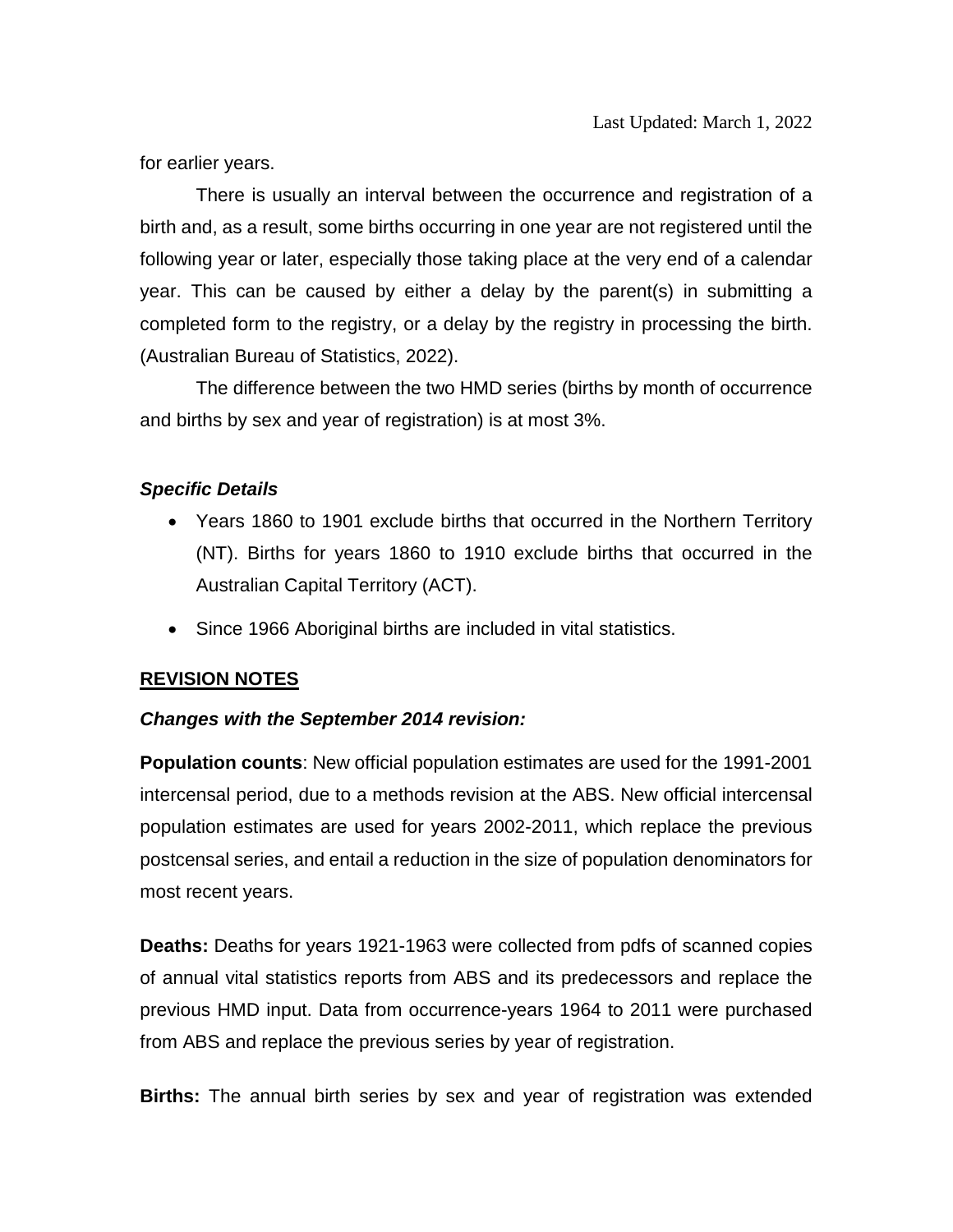for earlier years.

There is usually an interval between the occurrence and registration of a birth and, as a result, some births occurring in one year are not registered until the following year or later, especially those taking place at the very end of a calendar year. This can be caused by either a delay by the parent(s) in submitting a completed form to the registry, or a delay by the registry in processing the birth. (Australian Bureau of Statistics, 2022).

The difference between the two HMD series (births by month of occurrence and births by sex and year of registration) is at most 3%.

### *Specific Details*

- Years 1860 to 1901 exclude births that occurred in the Northern Territory (NT). Births for years 1860 to 1910 exclude births that occurred in the Australian Capital Territory (ACT).
- Since 1966 Aboriginal births are included in vital statistics.

## REVISION NOTES

### *Changes with the September 2014 revision:*

**Population counts**: New official population estimates are used for the 1991-2001 intercensal period, due to a methods revision at the ABS. New official intercensal population estimates are used for years 2002-2011, which replace the previous postcensal series, and entail a reduction in the size of population denominators for most recent years.

**Deaths:** Deaths for years 1921-1963 were collected from pdfs of scanned copies of annual vital statistics reports from ABS and its predecessors and replace the previous HMD input. Data from occurrence-years 1964 to 2011 were purchased from ABS and replace the previous series by year of registration.

**Births:** The annual birth series by sex and year of registration was extended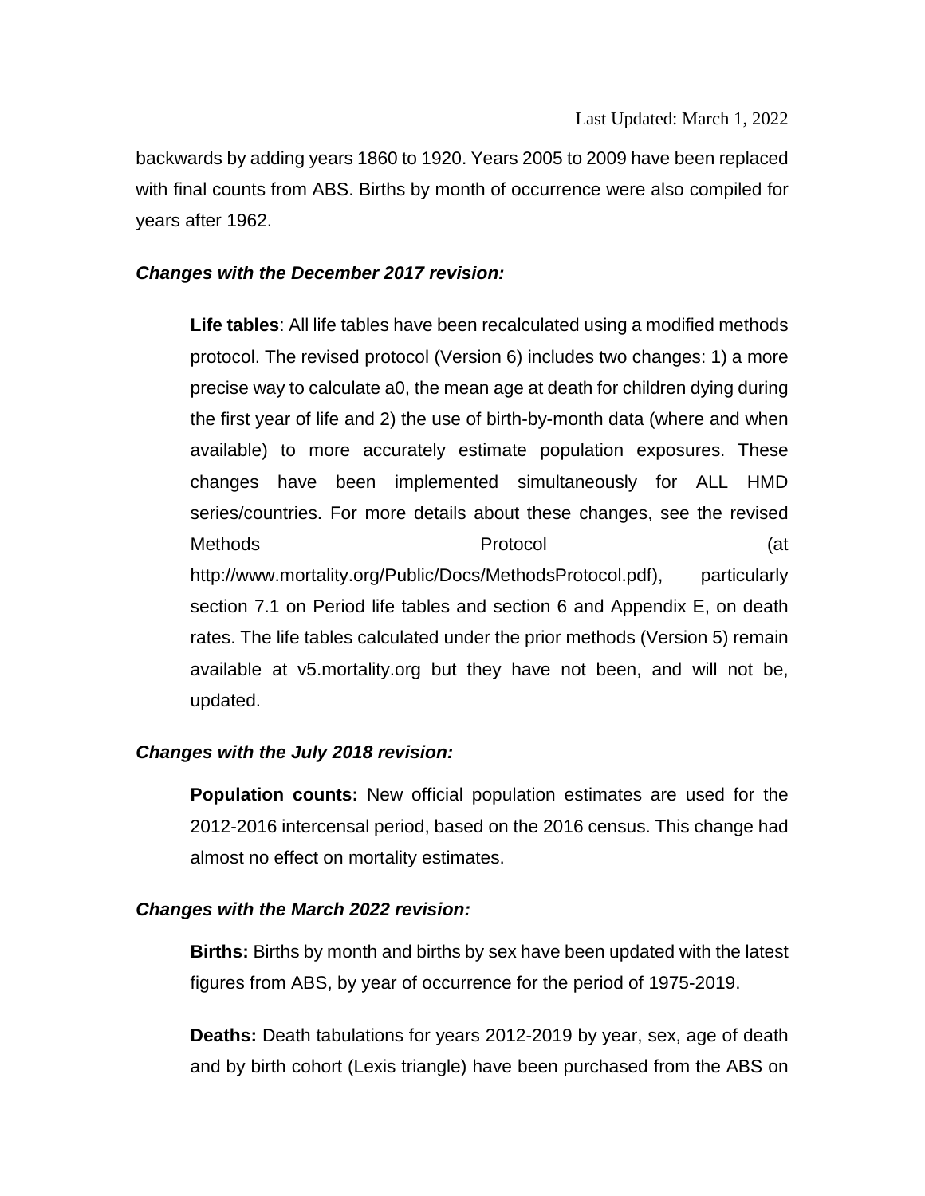backwards by adding years 1860 to 1920. Years 2005 to 2009 have been replaced with final counts from ABS. Births by month of occurrence were also compiled for years after 1962.

***Changes with the December 2017 revision:***

> **Life tables**: All life tables have been recalculated using a modified methods protocol. The revised protocol (Version 6) includes two changes: 1) a more precise way to calculate a0, the mean age at death for children dying during the first year of life and 2) the use of birth-by-month data (where and when available) to more accurately estimate population exposures. These changes have been implemented simultaneously for ALL HMD series/countries. For more details about these changes, see the revised Methods Protocol (at http://www.mortality.org/Public/Docs/MethodsProtocol.pdf), particularly section 7.1 on Period life tables and section 6 and Appendix E, on death rates. The life tables calculated under the prior methods (Version 5) remain available at v5.mortality.org but they have not been, and will not be, updated.

***Changes with the July 2018 revision:***

> **Population counts:** New official population estimates are used for the 2012-2016 intercensal period, based on the 2016 census. This change had almost no effect on mortality estimates.

***Changes with the March 2022 revision:***

> **Births:** Births by month and births by sex have been updated with the latest figures from ABS, by year of occurrence for the period of 1975-2019.
>
> **Deaths:** Death tabulations for years 2012-2019 by year, sex, age of death and by birth cohort (Lexis triangle) have been purchased from the ABS on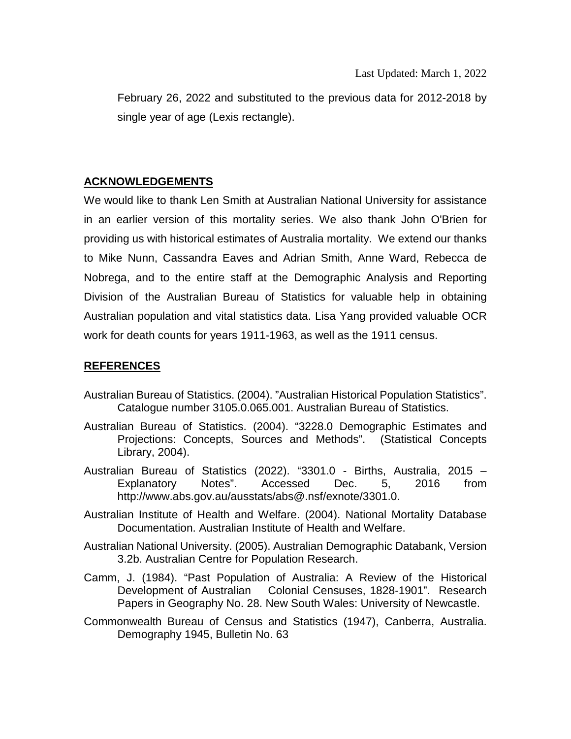February 26, 2022 and substituted to the previous data for 2012-2018 by single year of age (Lexis rectangle).

## ACKNOWLEDGEMENTS

We would like to thank Len Smith at Australian National University for assistance in an earlier version of this mortality series. We also thank John O'Brien for providing us with historical estimates of Australia mortality. We extend our thanks to Mike Nunn, Cassandra Eaves and Adrian Smith, Anne Ward, Rebecca de Nobrega, and to the entire staff at the Demographic Analysis and Reporting Division of the Australian Bureau of Statistics for valuable help in obtaining Australian population and vital statistics data. Lisa Yang provided valuable OCR work for death counts for years 1911-1963, as well as the 1911 census.

## REFERENCES

Australian Bureau of Statistics. (2004). "Australian Historical Population Statistics". Catalogue number 3105.0.065.001. Australian Bureau of Statistics.

Australian Bureau of Statistics. (2004). "3228.0 Demographic Estimates and Projections: Concepts, Sources and Methods". (Statistical Concepts Library, 2004).

Australian Bureau of Statistics (2022). "3301.0 - Births, Australia, 2015 – Explanatory Notes". Accessed Dec. 5, 2016 from http://www.abs.gov.au/ausstats/abs@.nsf/exnote/3301.0.

Australian Institute of Health and Welfare. (2004). National Mortality Database Documentation. Australian Institute of Health and Welfare.

Australian National University. (2005). Australian Demographic Databank, Version 3.2b. Australian Centre for Population Research.

Camm, J. (1984). "Past Population of Australia: A Review of the Historical Development of Australian Colonial Censuses, 1828-1901". Research Papers in Geography No. 28. New South Wales: University of Newcastle.

Commonwealth Bureau of Census and Statistics (1947), Canberra, Australia. Demography 1945, Bulletin No. 63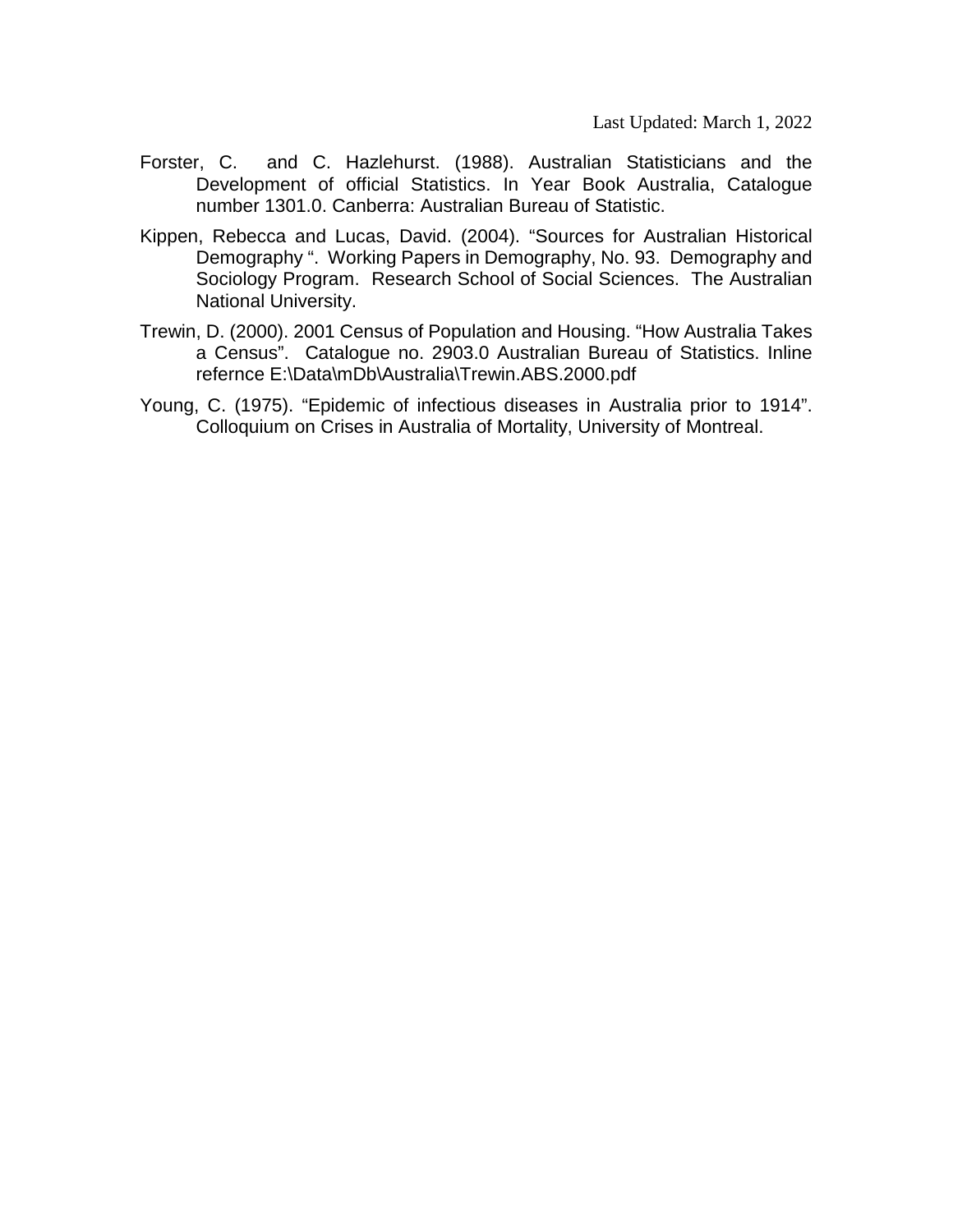Forster, C. and C. Hazlehurst. (1988). Australian Statisticians and the Development of official Statistics. In Year Book Australia, Catalogue number 1301.0. Canberra: Australian Bureau of Statistic.

Kippen, Rebecca and Lucas, David. (2004). "Sources for Australian Historical Demography ". Working Papers in Demography, No. 93. Demography and Sociology Program. Research School of Social Sciences. The Australian National University.

Trewin, D. (2000). 2001 Census of Population and Housing. "How Australia Takes a Census". Catalogue no. 2903.0 Australian Bureau of Statistics. Inline refernce E:\Data\mDb\Australia\Trewin.ABS.2000.pdf

Young, C. (1975). "Epidemic of infectious diseases in Australia prior to 1914". Colloquium on Crises in Australia of Mortality, University of Montreal.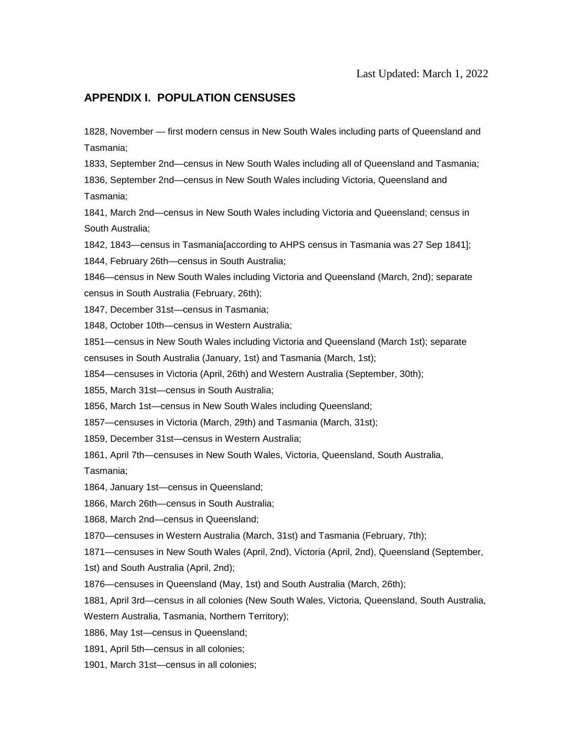Last Updated: March 1, 2022

## APPENDIX I. POPULATION CENSUSES

1828, November — first modern census in New South Wales including parts of Queensland and Tasmania;

1833, September 2nd—census in New South Wales including all of Queensland and Tasmania;

1836, September 2nd—census in New South Wales including Victoria, Queensland and Tasmania;

1841, March 2nd—census in New South Wales including Victoria and Queensland; census in South Australia;

1842, 1843—census in Tasmania[according to AHPS census in Tasmania was 27 Sep 1841];

1844, February 26th—census in South Australia;

1846—census in New South Wales including Victoria and Queensland (March, 2nd); separate census in South Australia (February, 26th);

1847, December 31st—census in Tasmania;

1848, October 10th—census in Western Australia;

1851—census in New South Wales including Victoria and Queensland (March 1st); separate censuses in South Australia (January, 1st) and Tasmania (March, 1st);

1854—censuses in Victoria (April, 26th) and Western Australia (September, 30th);

1855, March 31st—census in South Australia;

1856, March 1st—census in New South Wales including Queensland;

1857—censuses in Victoria (March, 29th) and Tasmania (March, 31st);

1859, December 31st—census in Western Australia;

1861, April 7th—censuses in New South Wales, Victoria, Queensland, South Australia, Tasmania;

1864, January 1st—census in Queensland;

1866, March 26th—census in South Australia;

1868, March 2nd—census in Queensland;

1870—censuses in Western Australia (March, 31st) and Tasmania (February, 7th);

1871—censuses in New South Wales (April, 2nd), Victoria (April, 2nd), Queensland (September, 1st) and South Australia (April, 2nd);

1876—censuses in Queensland (May, 1st) and South Australia (March, 26th);

1881, April 3rd—census in all colonies (New South Wales, Victoria, Queensland, South Australia, Western Australia, Tasmania, Northern Territory);

1886, May 1st—census in Queensland;

1891, April 5th—census in all colonies;

1901, March 31st—census in all colonies;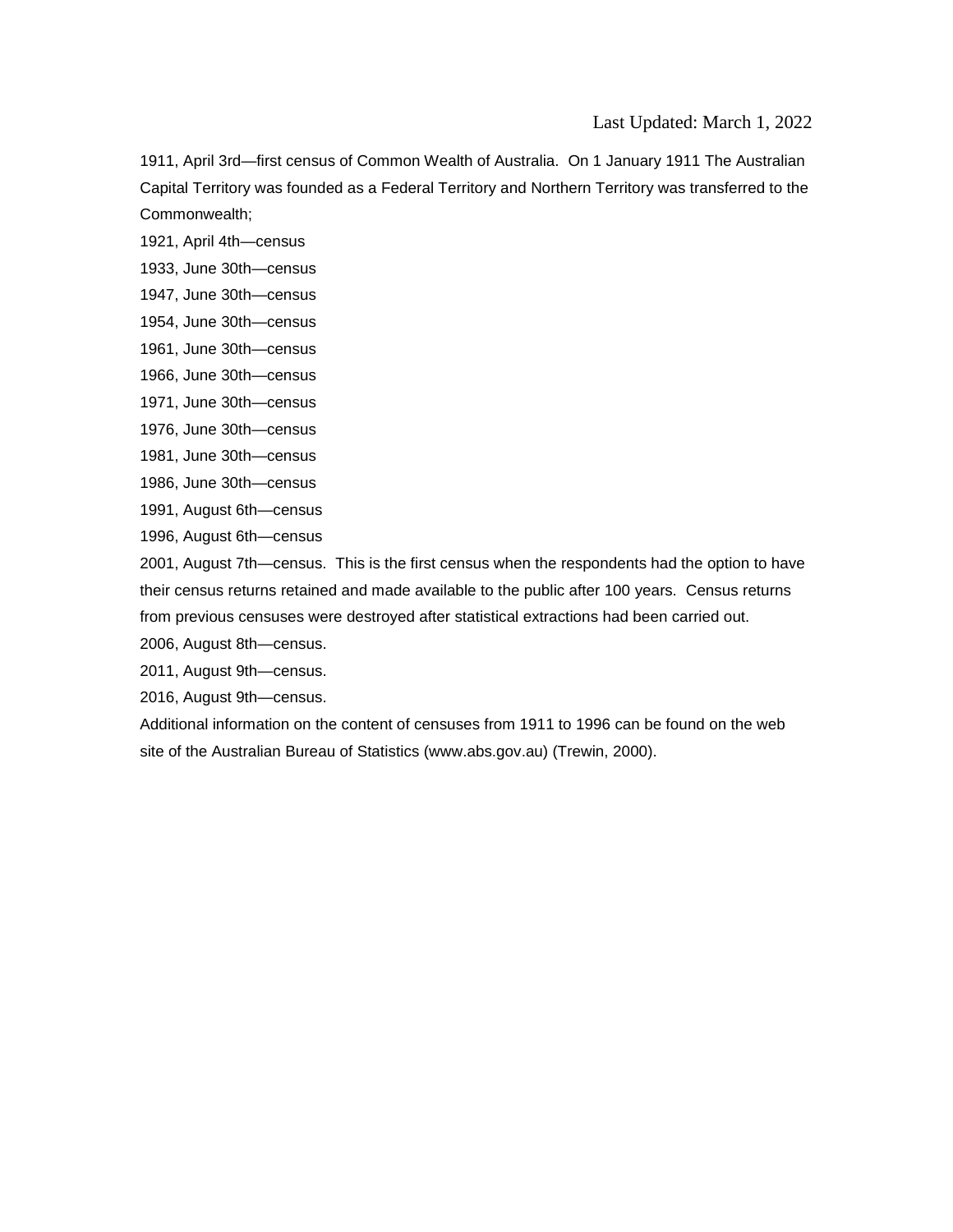Last Updated: March 1, 2022

1911, April 3rd—first census of Common Wealth of Australia. On 1 January 1911 The Australian Capital Territory was founded as a Federal Territory and Northern Territory was transferred to the Commonwealth;

1921, April 4th—census

1933, June 30th—census

1947, June 30th—census

1954, June 30th—census

1961, June 30th—census

1966, June 30th—census

1971, June 30th—census

1976, June 30th—census

1981, June 30th—census

1986, June 30th—census

1991, August 6th—census

1996, August 6th—census

2001, August 7th—census. This is the first census when the respondents had the option to have their census returns retained and made available to the public after 100 years. Census returns from previous censuses were destroyed after statistical extractions had been carried out.

2006, August 8th—census.

2011, August 9th—census.

2016, August 9th—census.

Additional information on the content of censuses from 1911 to 1996 can be found on the web site of the Australian Bureau of Statistics (www.abs.gov.au) (Trewin, 2000).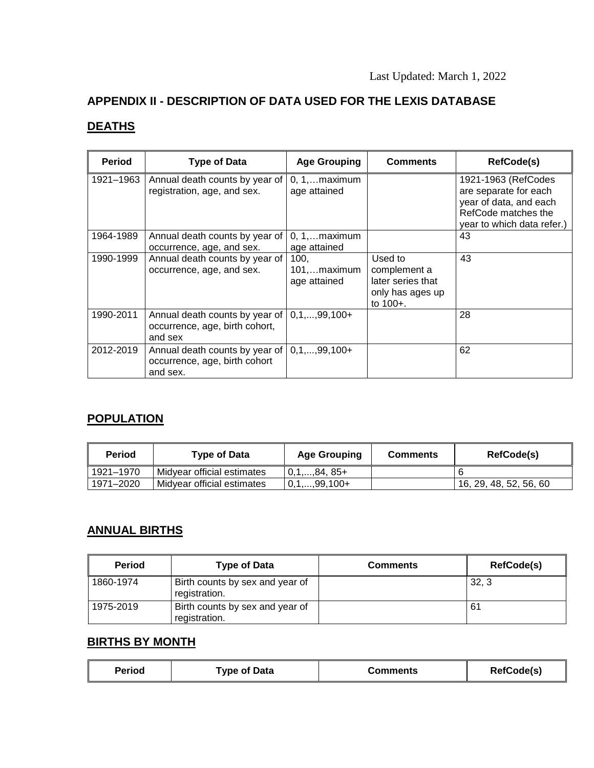Last Updated: March 1, 2022

## APPENDIX II - DESCRIPTION OF DATA USED FOR THE LEXIS DATABASE

### DEATHS

| Period | Type of Data | Age Grouping | Comments | RefCode(s) |
|---|---|---|---|---|
| 1921–1963 | Annual death counts by year of registration, age, and sex. | 0, 1,…maximum age attained | | 1921-1963 (RefCodes are separate for each year of data, and each RefCode matches the year to which data refer.) |
| 1964-1989 | Annual death counts by year of occurrence, age, and sex. | 0, 1,…maximum age attained | | 43 |
| 1990-1999 | Annual death counts by year of occurrence, age, and sex. | 100, 101,…maximum age attained | Used to complement a later series that only has ages up to 100+. | 43 |
| 1990-2011 | Annual death counts by year of occurrence, age, birth cohort, and sex | 0,1,...,99,100+ | | 28 |
| 2012-2019 | Annual death counts by year of occurrence, age, birth cohort and sex. | 0,1,...,99,100+ | | 62 |

### POPULATION

| Period | Type of Data | Age Grouping | Comments | RefCode(s) |
|---|---|---|---|---|
| 1921–1970 | Midyear official estimates | 0,1,...,84, 85+ | | 6 |
| 1971–2020 | Midyear official estimates | 0,1,...,99,100+ | | 16, 29, 48, 52, 56, 60 |

### ANNUAL BIRTHS

| Period | Type of Data | Comments | RefCode(s) |
|---|---|---|---|
| 1860-1974 | Birth counts by sex and year of registration. | | 32, 3 |
| 1975-2019 | Birth counts by sex and year of registration. | | 61 |

### BIRTHS BY MONTH

| Period | Type of Data | Comments | RefCode(s) |
|---|---|---|---|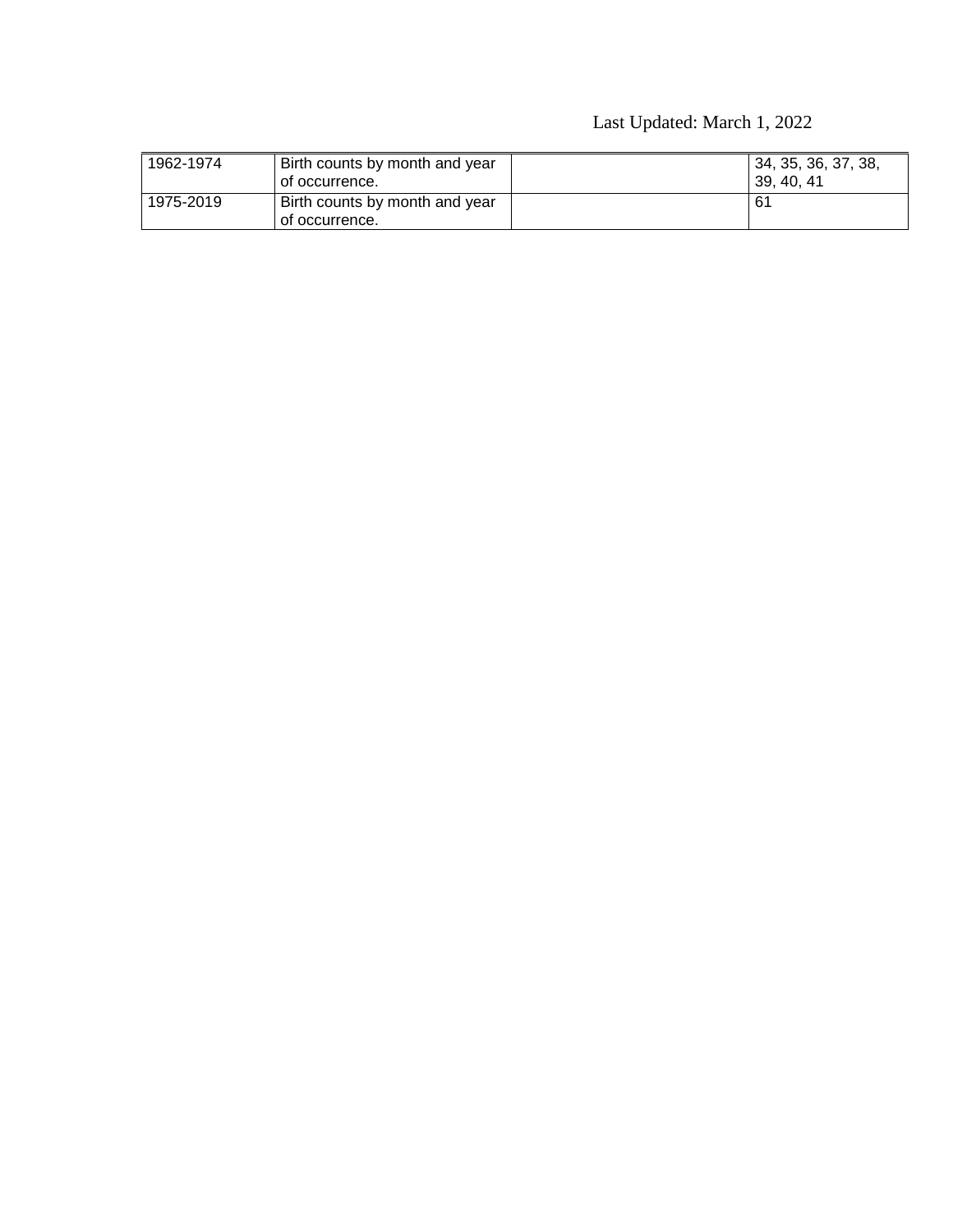Last Updated: March 1, 2022

| | | | |
|---|---|---|---|
| 1962-1974 | Birth counts by month and year of occurrence. | | 34, 35, 36, 37, 38, 39, 40, 41 |
| 1975-2019 | Birth counts by month and year of occurrence. | | 61 |